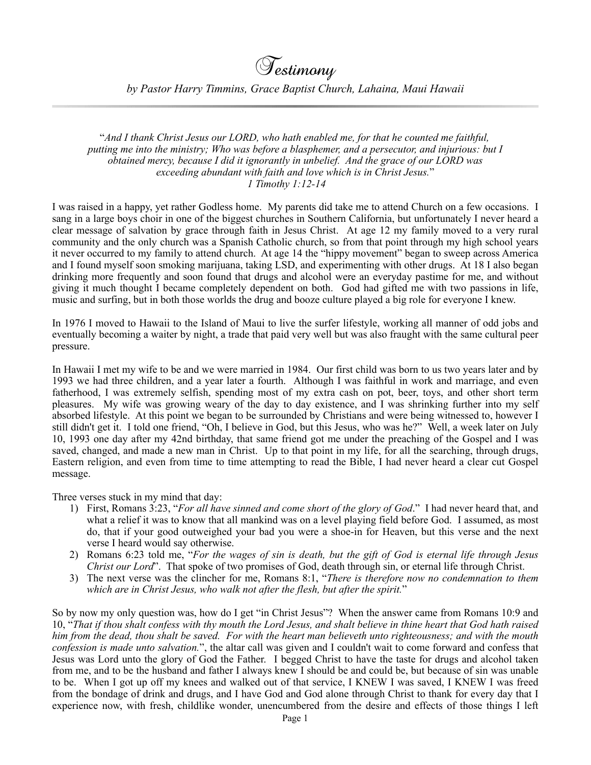# Testimony

*by Pastor Harry Timmins, Grace Baptist Church, Lahaina, Maui Hawaii*

---

"*And I thank Christ Jesus our LORD, who hath enabled me, for that he counted me faithful, putting me into the ministry; Who was before a blasphemer, and a persecutor, and injurious: but I obtained mercy, because I did it ignorantly in unbelief. And the grace of our LORD was exceeding abundant with faith and love which is in Christ Jesus.*"
*1 Timothy 1:12-14*

I was raised in a happy, yet rather Godless home. My parents did take me to attend Church on a few occasions. I sang in a large boys choir in one of the biggest churches in Southern California, but unfortunately I never heard a clear message of salvation by grace through faith in Jesus Christ. At age 12 my family moved to a very rural community and the only church was a Spanish Catholic church, so from that point through my high school years it never occurred to my family to attend church. At age 14 the "hippy movement" began to sweep across America and I found myself soon smoking marijuana, taking LSD, and experimenting with other drugs. At 18 I also began drinking more frequently and soon found that drugs and alcohol were an everyday pastime for me, and without giving it much thought I became completely dependent on both. God had gifted me with two passions in life, music and surfing, but in both those worlds the drug and booze culture played a big role for everyone I knew.

In 1976 I moved to Hawaii to the Island of Maui to live the surfer lifestyle, working all manner of odd jobs and eventually becoming a waiter by night, a trade that paid very well but was also fraught with the same cultural peer pressure.

In Hawaii I met my wife to be and we were married in 1984. Our first child was born to us two years later and by 1993 we had three children, and a year later a fourth. Although I was faithful in work and marriage, and even fatherhood, I was extremely selfish, spending most of my extra cash on pot, beer, toys, and other short term pleasures. My wife was growing weary of the day to day existence, and I was shrinking further into my self absorbed lifestyle. At this point we began to be surrounded by Christians and were being witnessed to, however I still didn't get it. I told one friend, "Oh, I believe in God, but this Jesus, who was he?" Well, a week later on July 10, 1993 one day after my 42nd birthday, that same friend got me under the preaching of the Gospel and I was saved, changed, and made a new man in Christ. Up to that point in my life, for all the searching, through drugs, Eastern religion, and even from time to time attempting to read the Bible, I had never heard a clear cut Gospel message.

Three verses stuck in my mind that day:

1) First, Romans 3:23, "*For all have sinned and come short of the glory of God*." I had never heard that, and what a relief it was to know that all mankind was on a level playing field before God. I assumed, as most do, that if your good outweighed your bad you were a shoe-in for Heaven, but this verse and the next verse I heard would say otherwise.
2) Romans 6:23 told me, "*For the wages of sin is death, but the gift of God is eternal life through Jesus Christ our Lord*". That spoke of two promises of God, death through sin, or eternal life through Christ.
3) The next verse was the clincher for me, Romans 8:1, "*There is therefore now no condemnation to them which are in Christ Jesus, who walk not after the flesh, but after the spirit.*"

So by now my only question was, how do I get "in Christ Jesus"? When the answer came from Romans 10:9 and 10, "*That if thou shalt confess with thy mouth the Lord Jesus, and shalt believe in thine heart that God hath raised him from the dead, thou shalt be saved. For with the heart man believeth unto righteousness; and with the mouth confession is made unto salvation.*", the altar call was given and I couldn't wait to come forward and confess that Jesus was Lord unto the glory of God the Father. I begged Christ to have the taste for drugs and alcohol taken from me, and to be the husband and father I always knew I should be and could be, but because of sin was unable to be. When I got up off my knees and walked out of that service, I KNEW I was saved, I KNEW I was freed from the bondage of drink and drugs, and I have God and God alone through Christ to thank for every day that I experience now, with fresh, childlike wonder, unencumbered from the desire and effects of those things I left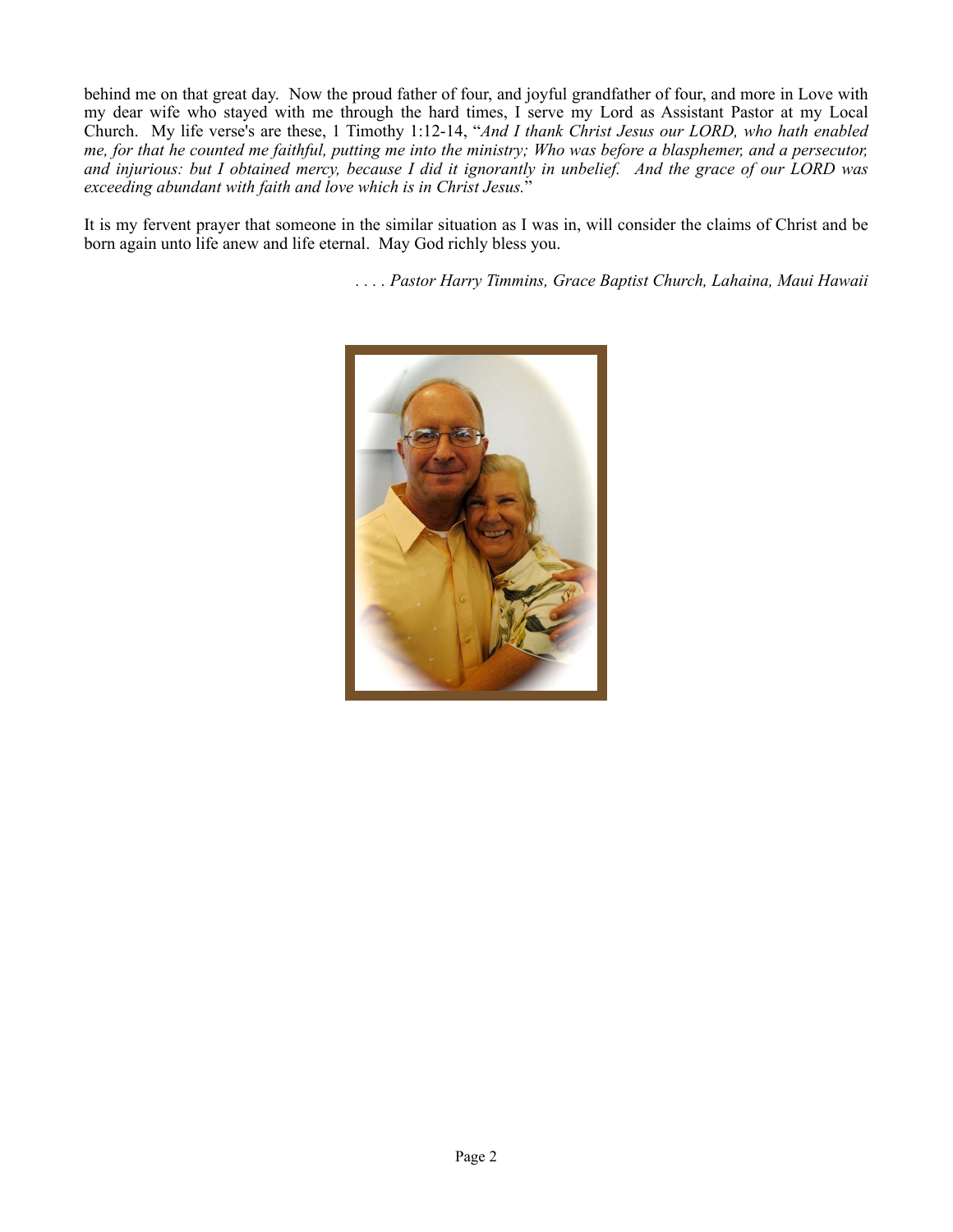behind me on that great day. Now the proud father of four, and joyful grandfather of four, and more in Love with my dear wife who stayed with me through the hard times, I serve my Lord as Assistant Pastor at my Local Church. My life verse's are these, 1 Timothy 1:12-14, "*And I thank Christ Jesus our LORD, who hath enabled me, for that he counted me faithful, putting me into the ministry; Who was before a blasphemer, and a persecutor, and injurious: but I obtained mercy, because I did it ignorantly in unbelief. And the grace of our LORD was exceeding abundant with faith and love which is in Christ Jesus.*"

It is my fervent prayer that someone in the similar situation as I was in, will consider the claims of Christ and be born again unto life anew and life eternal. May God richly bless you.

*. . . . Pastor Harry Timmins, Grace Baptist Church, Lahaina, Maui Hawaii*